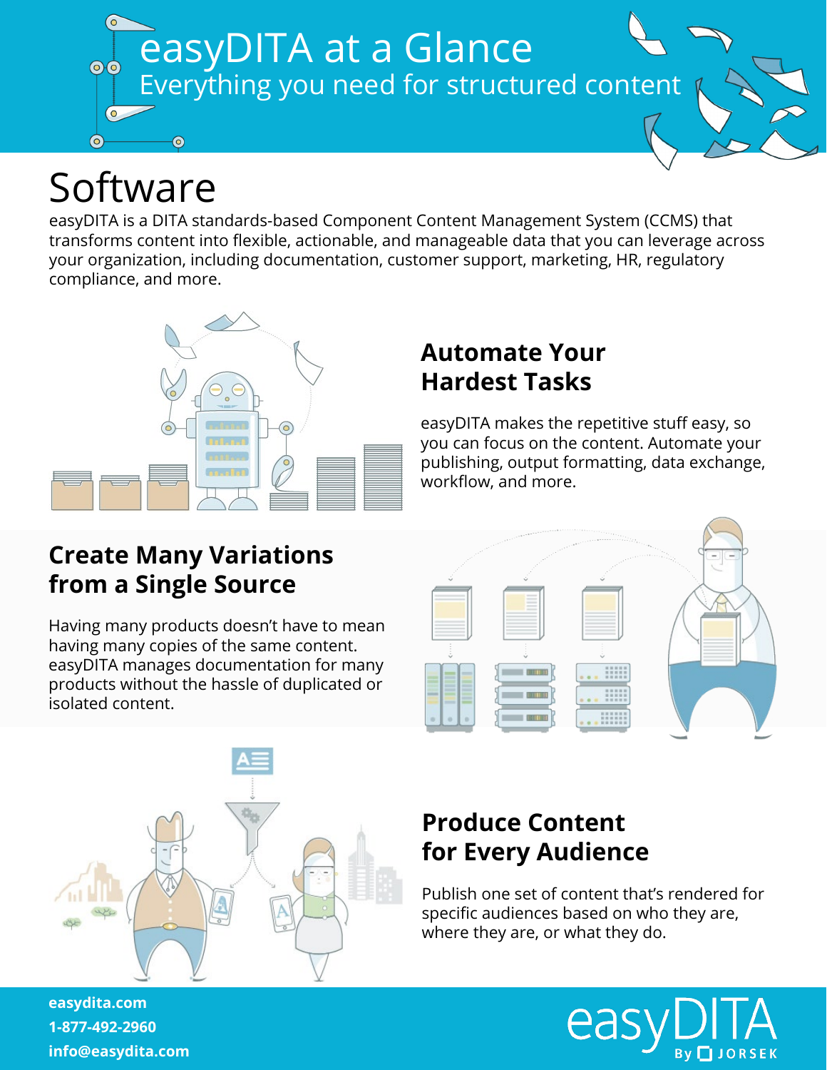# easyDITA at a Glance

Everything you need for structured content

## Software

easyDITA is a DITA standards-based Component Content Management System (CCMS) that transforms content into flexible, actionable, and manageable data that you can leverage across your organization, including documentation, customer support, marketing, HR, regulatory compliance, and more.

### Automate Your Hardest Tasks

easyDITA makes the repetitive stuff easy, so you can focus on the content. Automate your publishing, output formatting, data exchange, workflow, and more.

### Create Many Variations from a Single Source

Having many products doesn't have to mean having many copies of the same content. easyDITA manages documentation for many products without the hassle of duplicated or isolated content.

### Produce Content for Every Audience

Publish one set of content that's rendered for specific audiences based on who they are, where they are, or what they do.

**easydita.com**
**1-877-492-2960**
**info@easydita.com**

easyDITA By JORSEK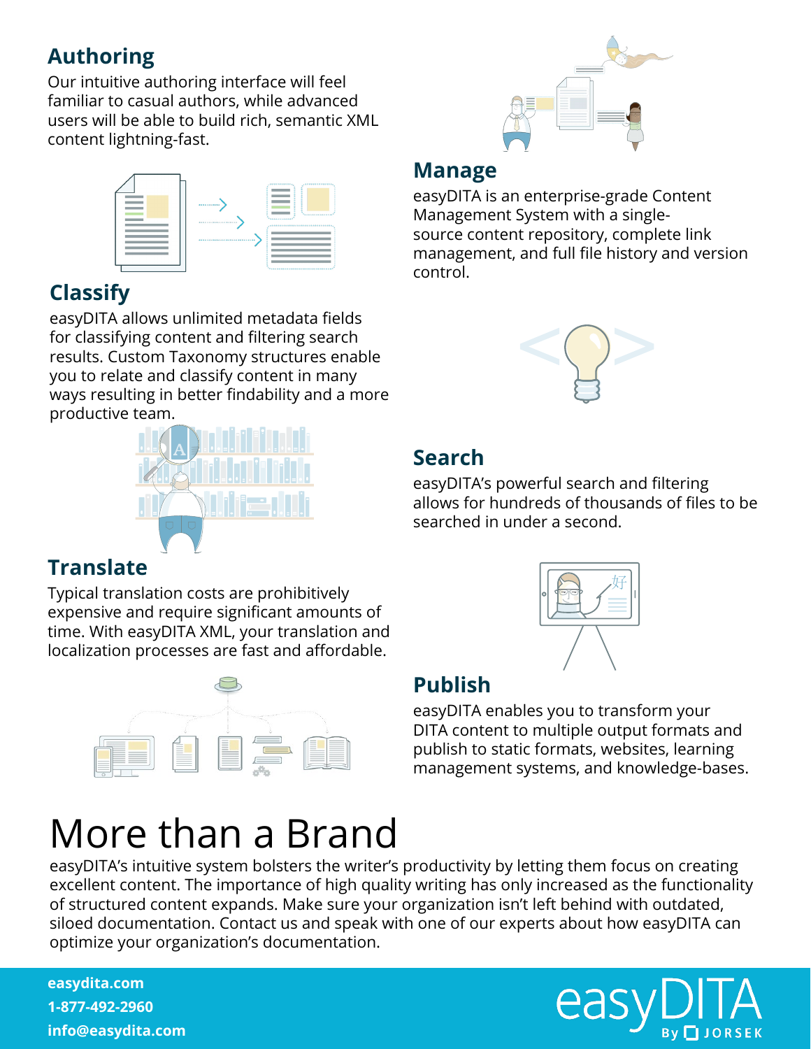## Authoring

Our intuitive authoring interface will feel familiar to casual authors, while advanced users will be able to build rich, semantic XML content lightning-fast.

## Manage

easyDITA is an enterprise-grade Content Management System with a single-source content repository, complete link management, and full file history and version control.

## Classify

easyDITA allows unlimited metadata fields for classifying content and filtering search results. Custom Taxonomy structures enable you to relate and classify content in many ways resulting in better findability and a more productive team.

## Search

easyDITA's powerful search and filtering allows for hundreds of thousands of files to be searched in under a second.

## Translate

Typical translation costs are prohibitively expensive and require significant amounts of time. With easyDITA XML, your translation and localization processes are fast and affordable.

## Publish

easyDITA enables you to transform your DITA content to multiple output formats and publish to static formats, websites, learning management systems, and knowledge-bases.

# More than a Brand

easyDITA's intuitive system bolsters the writer's productivity by letting them focus on creating excellent content. The importance of high quality writing has only increased as the functionality of structured content expands. Make sure your organization isn't left behind with outdated, siloed documentation. Contact us and speak with one of our experts about how easyDITA can optimize your organization's documentation.

**easydita.com**
**1-877-492-2960**
**info@easydita.com**

easyDITA By JORSEK